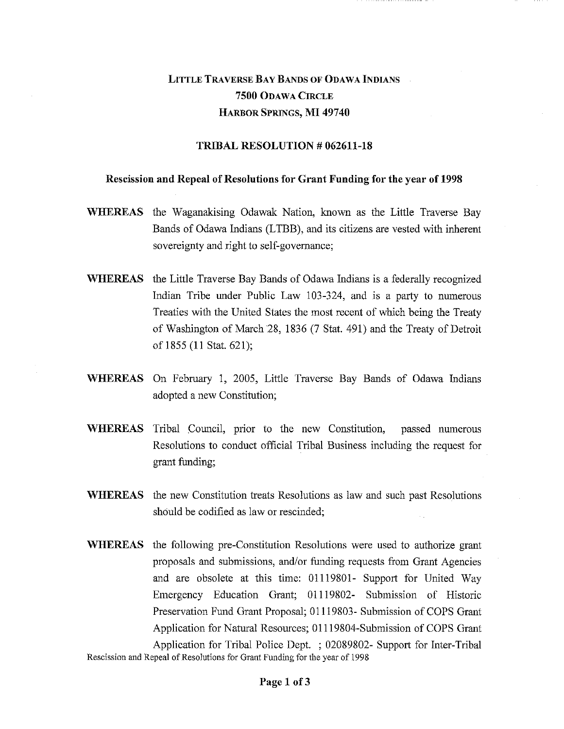# LITTLE TRAVERSE BAY BANDS OF ODAWA INDIANS
## 7500 ODAWA CIRCLE
## HARBOR SPRINGS, MI 49740

### TRIBAL RESOLUTION # 062611-18

**Rescission and Repeal of Resolutions for Grant Funding for the year of 1998**

**WHEREAS** the Waganakising Odawak Nation, known as the Little Traverse Bay Bands of Odawa Indians (LTBB), and its citizens are vested with inherent sovereignty and right to self-governance;

**WHEREAS** the Little Traverse Bay Bands of Odawa Indians is a federally recognized Indian Tribe under Public Law 103-324, and is a party to numerous Treaties with the United States the most recent of which being the Treaty of Washington of March 28, 1836 (7 Stat. 491) and the Treaty of Detroit of 1855 (11 Stat. 621);

**WHEREAS** On February 1, 2005, Little Traverse Bay Bands of Odawa Indians adopted a new Constitution;

**WHEREAS** Tribal Council, prior to the new Constitution, passed numerous Resolutions to conduct official Tribal Business including the request for grant funding;

**WHEREAS** the new Constitution treats Resolutions as law and such past Resolutions should be codified as law or rescinded;

**WHEREAS** the following pre-Constitution Resolutions were used to authorize grant proposals and submissions, and/or funding requests from Grant Agencies and are obsolete at this time: 01119801- Support for United Way Emergency Education Grant; 01119802- Submission of Historic Preservation Fund Grant Proposal; 01119803- Submission of COPS Grant Application for Natural Resources; 01119804-Submission of COPS Grant Application for Tribal Police Dept. ; 02089802- Support for Inter-Tribal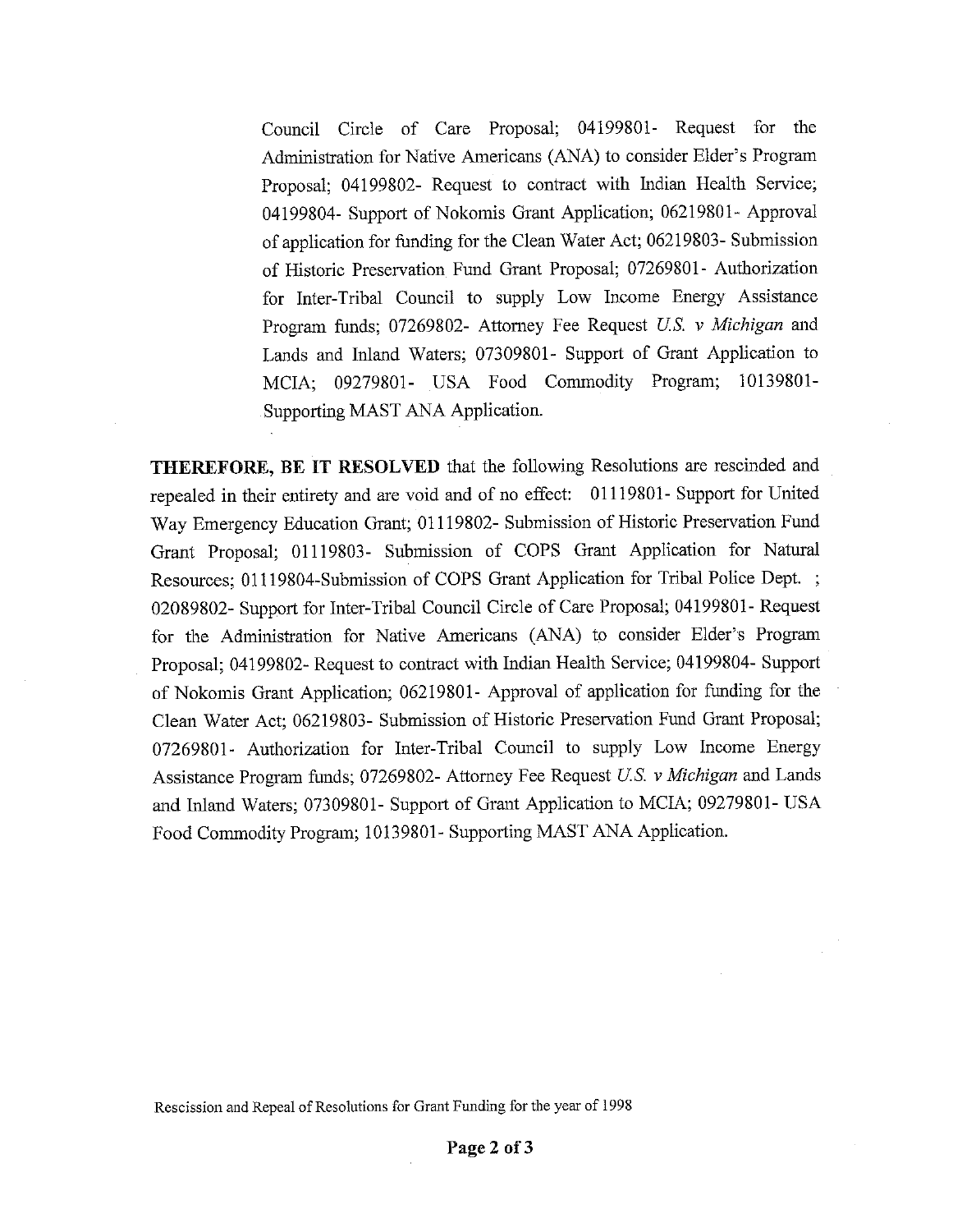Council Circle of Care Proposal; 04199801- Request for the Administration for Native Americans (ANA) to consider Elder's Program Proposal; 04199802- Request to contract with Indian Health Service; 04199804- Support of Nokomis Grant Application; 06219801- Approval of application for funding for the Clean Water Act; 06219803- Submission of Historic Preservation Fund Grant Proposal; 07269801- Authorization for Inter-Tribal Council to supply Low Income Energy Assistance Program funds; 07269802- Attorney Fee Request *U.S. v Michigan* and Lands and Inland Waters; 07309801- Support of Grant Application to MCIA; 09279801- USA Food Commodity Program; 10139801- Supporting MAST ANA Application.

**THEREFORE, BE IT RESOLVED** that the following Resolutions are rescinded and repealed in their entirety and are void and of no effect: 01119801- Support for United Way Emergency Education Grant; 01119802- Submission of Historic Preservation Fund Grant Proposal; 01119803- Submission of COPS Grant Application for Natural Resources; 01119804-Submission of COPS Grant Application for Tribal Police Dept. ; 02089802- Support for Inter-Tribal Council Circle of Care Proposal; 04199801- Request for the Administration for Native Americans (ANA) to consider Elder's Program Proposal; 04199802- Request to contract with Indian Health Service; 04199804- Support of Nokomis Grant Application; 06219801- Approval of application for funding for the Clean Water Act; 06219803- Submission of Historic Preservation Fund Grant Proposal; 07269801- Authorization for Inter-Tribal Council to supply Low Income Energy Assistance Program funds; 07269802- Attorney Fee Request *U.S. v Michigan* and Lands and Inland Waters; 07309801- Support of Grant Application to MCIA; 09279801- USA Food Commodity Program; 10139801- Supporting MAST ANA Application.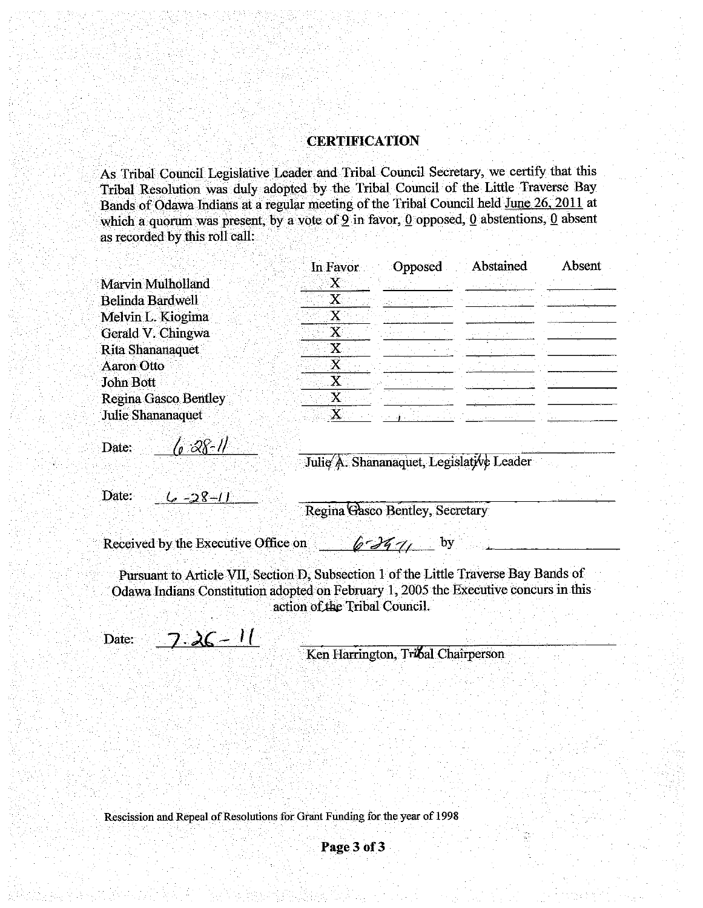## CERTIFICATION

As Tribal Council Legislative Leader and Tribal Council Secretary, we certify that this Tribal Resolution was duly adopted by the Tribal Council of the Little Traverse Bay Bands of Odawa Indians at a regular meeting of the Tribal Council held June 26, 2011 at which a quorum was present, by a vote of 9 in favor, 0 opposed, 0 abstentions, 0 absent as recorded by this roll call:

| | In Favor | Opposed | Abstained | Absent |
|---|---|---|---|---|
| Marvin Mulholland | X | | | |
| Belinda Bardwell | X | | | |
| Melvin L. Kiogima | X | | | |
| Gerald V. Chingwa | X | | | |
| Rita Shananaquet | X | | | |
| Aaron Otto | X | | | |
| John Bott | X | | | |
| Regina Gasco Bentley | X | | | |
| Julie Shananaquet | X | | | |

Date: 6-28-11

Julie A. Shananaquet, Legislative Leader

Date: 6-28-11

Regina Gasco Bentley, Secretary

Received by the Executive Office on 6-29-11 by

Pursuant to Article VII, Section D, Subsection 1 of the Little Traverse Bay Bands of Odawa Indians Constitution adopted on February 1, 2005 the Executive concurs in this action of the Tribal Council.

Date: 7-26-11

Ken Harrington, Tribal Chairperson

Rescission and Repeal of Resolutions for Grant Funding for the year of 1998